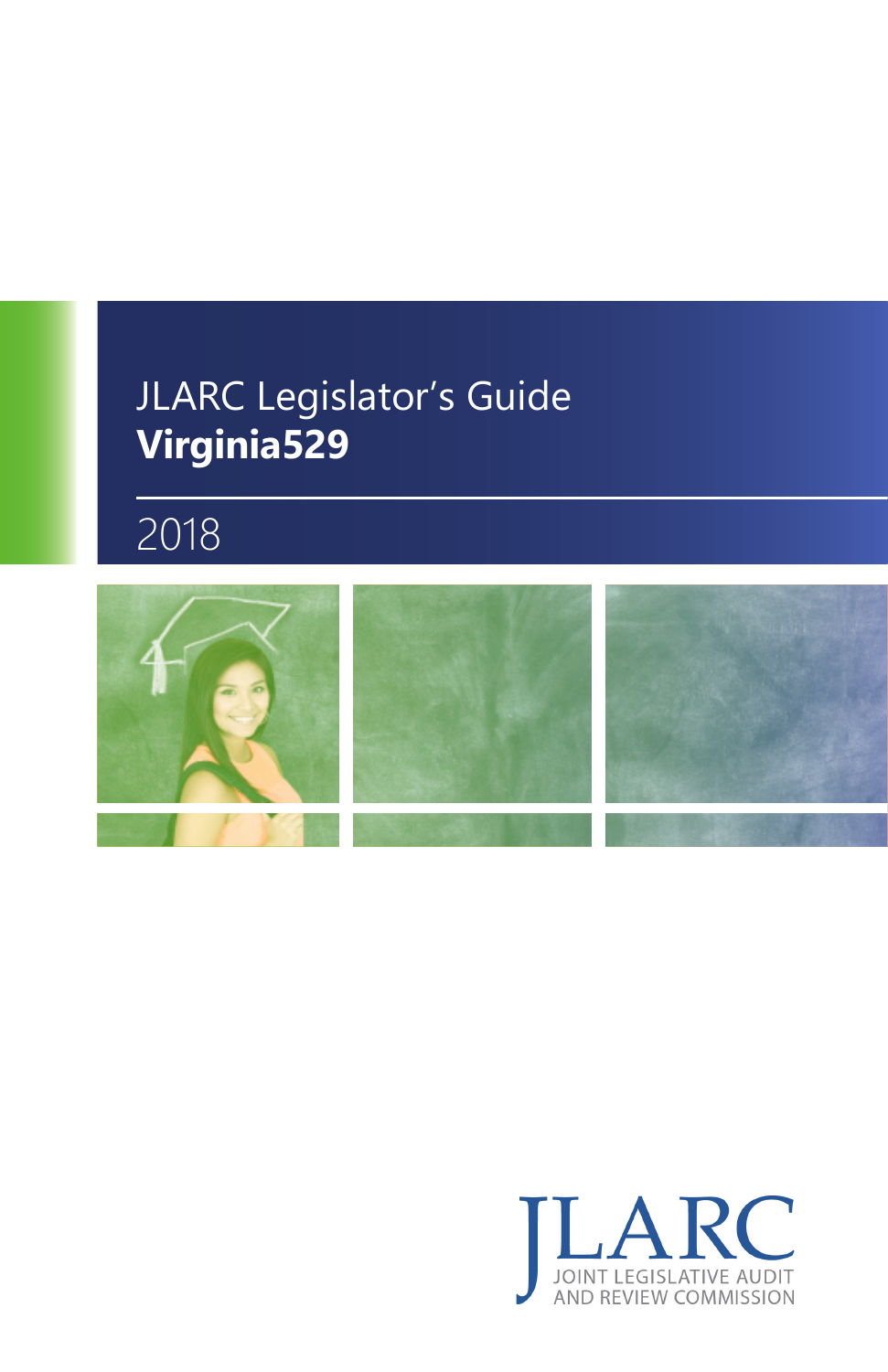# JLARC Legislator's Guide
# **Virginia529**

2018

JLARC

JOINT LEGISLATIVE AUDIT AND REVIEW COMMISSION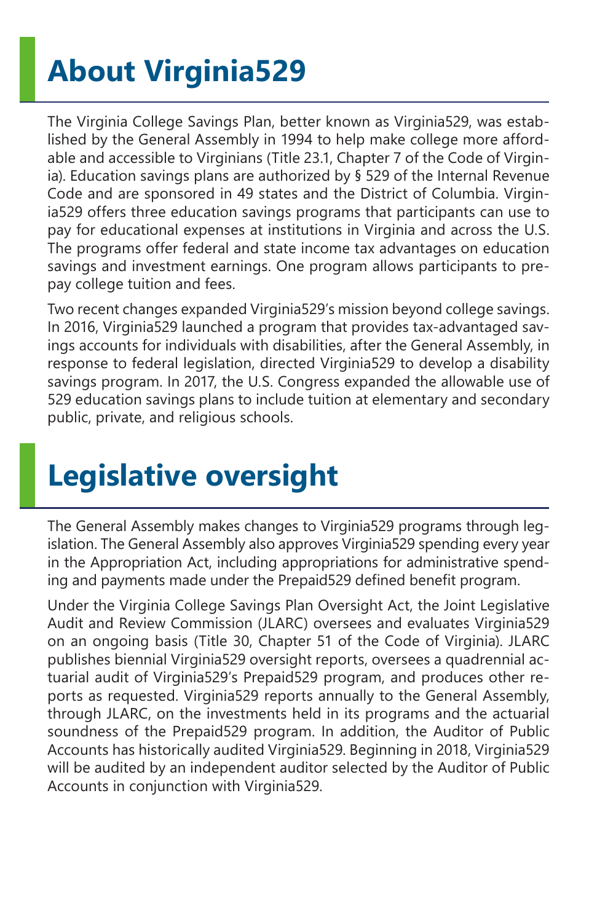# About Virginia529

The Virginia College Savings Plan, better known as Virginia529, was established by the General Assembly in 1994 to help make college more affordable and accessible to Virginians (Title 23.1, Chapter 7 of the Code of Virginia). Education savings plans are authorized by § 529 of the Internal Revenue Code and are sponsored in 49 states and the District of Columbia. Virginia529 offers three education savings programs that participants can use to pay for educational expenses at institutions in Virginia and across the U.S. The programs offer federal and state income tax advantages on education savings and investment earnings. One program allows participants to prepay college tuition and fees.

Two recent changes expanded Virginia529's mission beyond college savings. In 2016, Virginia529 launched a program that provides tax-advantaged savings accounts for individuals with disabilities, after the General Assembly, in response to federal legislation, directed Virginia529 to develop a disability savings program. In 2017, the U.S. Congress expanded the allowable use of 529 education savings plans to include tuition at elementary and secondary public, private, and religious schools.

# Legislative oversight

The General Assembly makes changes to Virginia529 programs through legislation. The General Assembly also approves Virginia529 spending every year in the Appropriation Act, including appropriations for administrative spending and payments made under the Prepaid529 defined benefit program.

Under the Virginia College Savings Plan Oversight Act, the Joint Legislative Audit and Review Commission (JLARC) oversees and evaluates Virginia529 on an ongoing basis (Title 30, Chapter 51 of the Code of Virginia). JLARC publishes biennial Virginia529 oversight reports, oversees a quadrennial actuarial audit of Virginia529's Prepaid529 program, and produces other reports as requested. Virginia529 reports annually to the General Assembly, through JLARC, on the investments held in its programs and the actuarial soundness of the Prepaid529 program. In addition, the Auditor of Public Accounts has historically audited Virginia529. Beginning in 2018, Virginia529 will be audited by an independent auditor selected by the Auditor of Public Accounts in conjunction with Virginia529.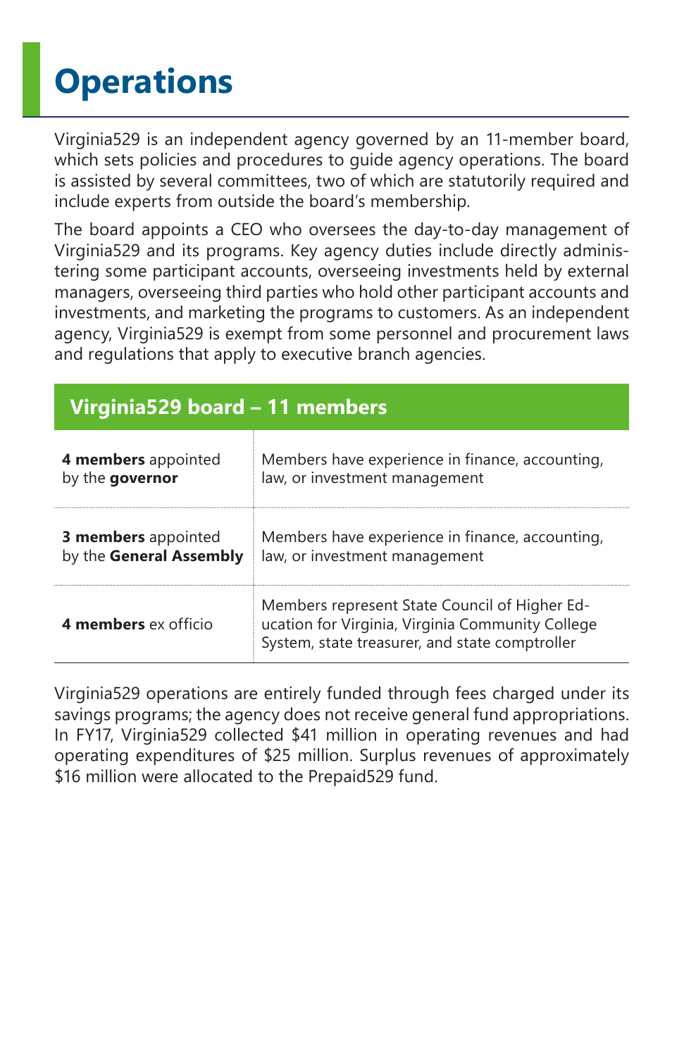# Operations

Virginia529 is an independent agency governed by an 11-member board, which sets policies and procedures to guide agency operations. The board is assisted by several committees, two of which are statutorily required and include experts from outside the board's membership.

The board appoints a CEO who oversees the day-to-day management of Virginia529 and its programs. Key agency duties include directly administering some participant accounts, overseeing investments held by external managers, overseeing third parties who hold other participant accounts and investments, and marketing the programs to customers. As an independent agency, Virginia529 is exempt from some personnel and procurement laws and regulations that apply to executive branch agencies.

| Virginia529 board – 11 members | |
|---|---|
| **4 members** appointed by the **governor** | Members have experience in finance, accounting, law, or investment management |
| **3 members** appointed by the **General Assembly** | Members have experience in finance, accounting, law, or investment management |
| **4 members** ex officio | Members represent State Council of Higher Education for Virginia, Virginia Community College System, state treasurer, and state comptroller |

Virginia529 operations are entirely funded through fees charged under its savings programs; the agency does not receive general fund appropriations. In FY17, Virginia529 collected $41 million in operating revenues and had operating expenditures of $25 million. Surplus revenues of approximately $16 million were allocated to the Prepaid529 fund.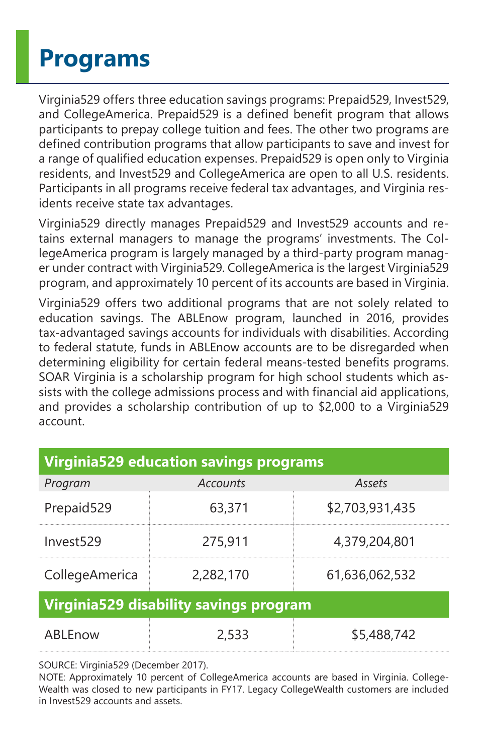# Programs

Virginia529 offers three education savings programs: Prepaid529, Invest529, and CollegeAmerica. Prepaid529 is a defined benefit program that allows participants to prepay college tuition and fees. The other two programs are defined contribution programs that allow participants to save and invest for a range of qualified education expenses. Prepaid529 is open only to Virginia residents, and Invest529 and CollegeAmerica are open to all U.S. residents. Participants in all programs receive federal tax advantages, and Virginia residents receive state tax advantages.

Virginia529 directly manages Prepaid529 and Invest529 accounts and retains external managers to manage the programs' investments. The CollegeAmerica program is largely managed by a third-party program manager under contract with Virginia529. CollegeAmerica is the largest Virginia529 program, and approximately 10 percent of its accounts are based in Virginia.

Virginia529 offers two additional programs that are not solely related to education savings. The ABLEnow program, launched in 2016, provides tax-advantaged savings accounts for individuals with disabilities. According to federal statute, funds in ABLEnow accounts are to be disregarded when determining eligibility for certain federal means-tested benefits programs. SOAR Virginia is a scholarship program for high school students which assists with the college admissions process and with financial aid applications, and provides a scholarship contribution of up to $2,000 to a Virginia529 account.

| **Virginia529 education savings programs** | | |
|---|---|---|
| *Program* | *Accounts* | *Assets* |
| Prepaid529 | 63,371 | $2,703,931,435 |
| Invest529 | 275,911 | 4,379,204,801 |
| CollegeAmerica | 2,282,170 | 61,636,062,532 |
| **Virginia529 disability savings program** | | |
| ABLEnow | 2,533 | $5,488,742 |

SOURCE: Virginia529 (December 2017).
NOTE: Approximately 10 percent of CollegeAmerica accounts are based in Virginia. CollegeWealth was closed to new participants in FY17. Legacy CollegeWealth customers are included in Invest529 accounts and assets.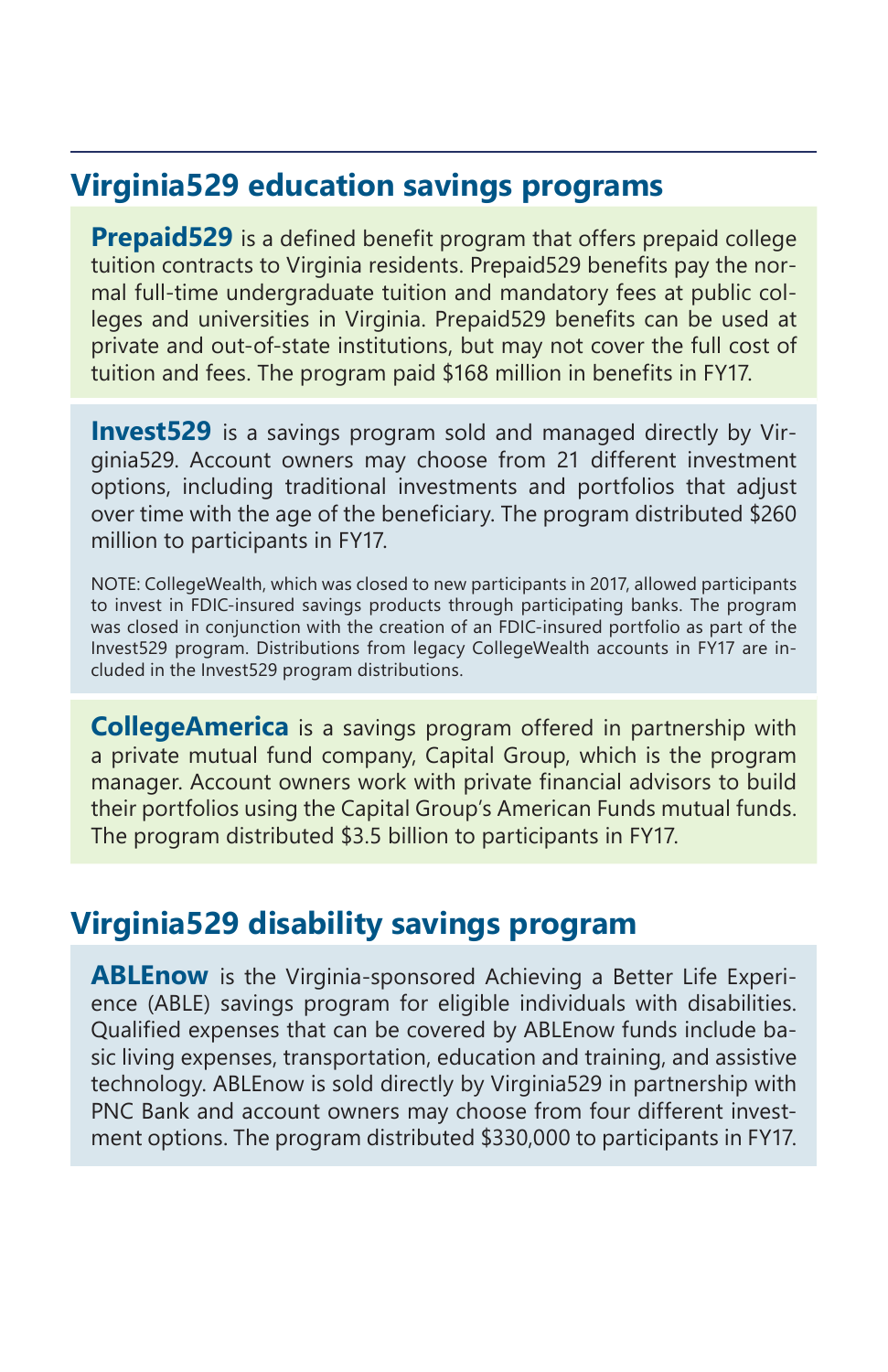## Virginia529 education savings programs

**Prepaid529** is a defined benefit program that offers prepaid college tuition contracts to Virginia residents. Prepaid529 benefits pay the normal full-time undergraduate tuition and mandatory fees at public colleges and universities in Virginia. Prepaid529 benefits can be used at private and out-of-state institutions, but may not cover the full cost of tuition and fees. The program paid $168 million in benefits in FY17.

**Invest529** is a savings program sold and managed directly by Virginia529. Account owners may choose from 21 different investment options, including traditional investments and portfolios that adjust over time with the age of the beneficiary. The program distributed $260 million to participants in FY17.

NOTE: CollegeWealth, which was closed to new participants in 2017, allowed participants to invest in FDIC-insured savings products through participating banks. The program was closed in conjunction with the creation of an FDIC-insured portfolio as part of the Invest529 program. Distributions from legacy CollegeWealth accounts in FY17 are included in the Invest529 program distributions.

**CollegeAmerica** is a savings program offered in partnership with a private mutual fund company, Capital Group, which is the program manager. Account owners work with private financial advisors to build their portfolios using the Capital Group's American Funds mutual funds. The program distributed $3.5 billion to participants in FY17.

## Virginia529 disability savings program

**ABLEnow** is the Virginia-sponsored Achieving a Better Life Experience (ABLE) savings program for eligible individuals with disabilities. Qualified expenses that can be covered by ABLEnow funds include basic living expenses, transportation, education and training, and assistive technology. ABLEnow is sold directly by Virginia529 in partnership with PNC Bank and account owners may choose from four different investment options. The program distributed $330,000 to participants in FY17.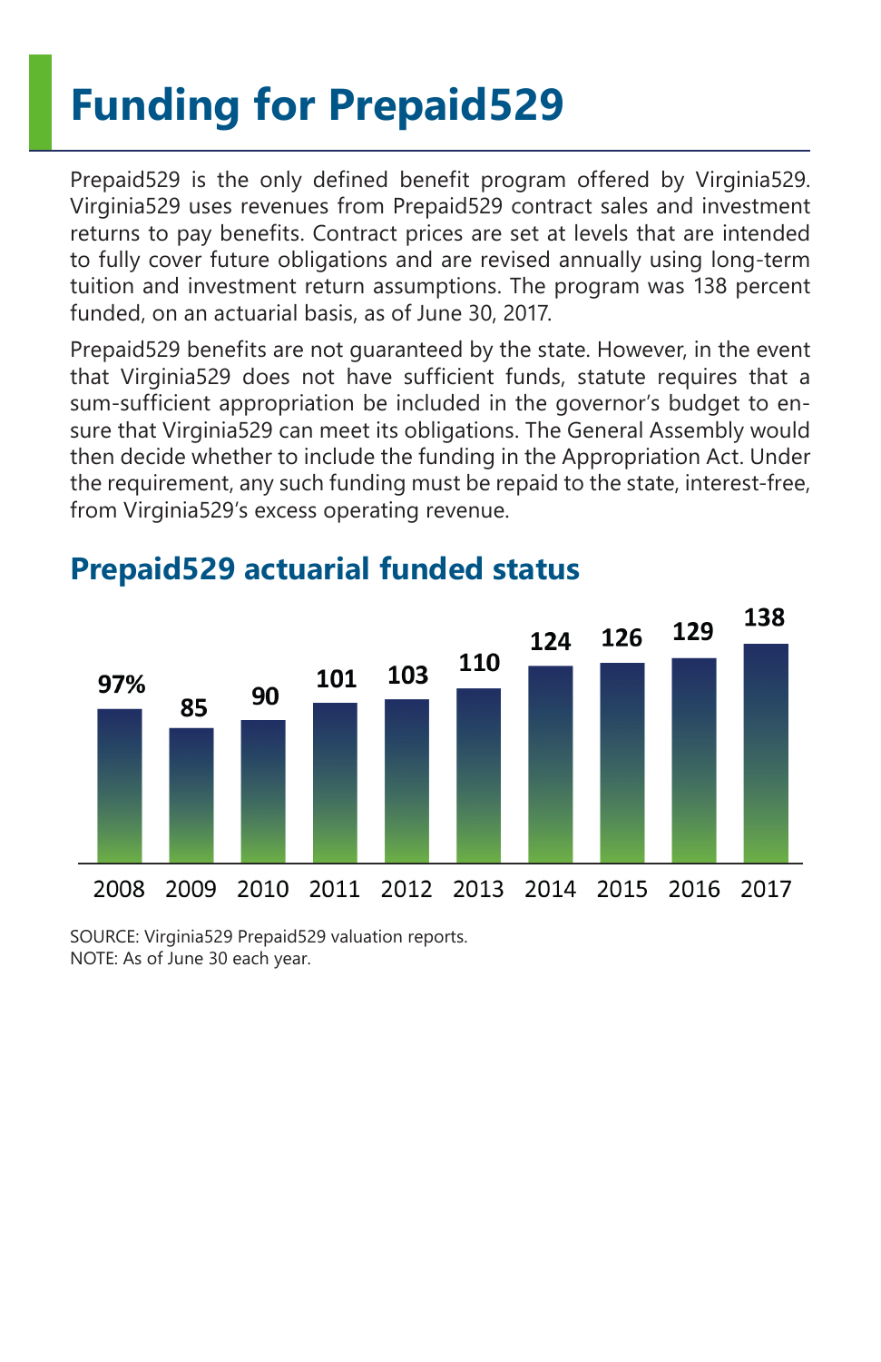# Funding for Prepaid529

Prepaid529 is the only defined benefit program offered by Virginia529. Virginia529 uses revenues from Prepaid529 contract sales and investment returns to pay benefits. Contract prices are set at levels that are intended to fully cover future obligations and are revised annually using long-term tuition and investment return assumptions. The program was 138 percent funded, on an actuarial basis, as of June 30, 2017.

Prepaid529 benefits are not guaranteed by the state. However, in the event that Virginia529 does not have sufficient funds, statute requires that a sum-sufficient appropriation be included in the governor's budget to ensure that Virginia529 can meet its obligations. The General Assembly would then decide whether to include the funding in the Appropriation Act. Under the requirement, any such funding must be repaid to the state, interest-free, from Virginia529's excess operating revenue.

## Prepaid529 actuarial funded status

| 2008 | 2009 | 2010 | 2011 | 2012 | 2013 | 2014 | 2015 | 2016 | 2017 |
|---|---|---|---|---|---|---|---|---|---|
| 97% | 85 | 90 | 101 | 103 | 110 | 124 | 126 | 129 | 138 |

SOURCE: Virginia529 Prepaid529 valuation reports.
NOTE: As of June 30 each year.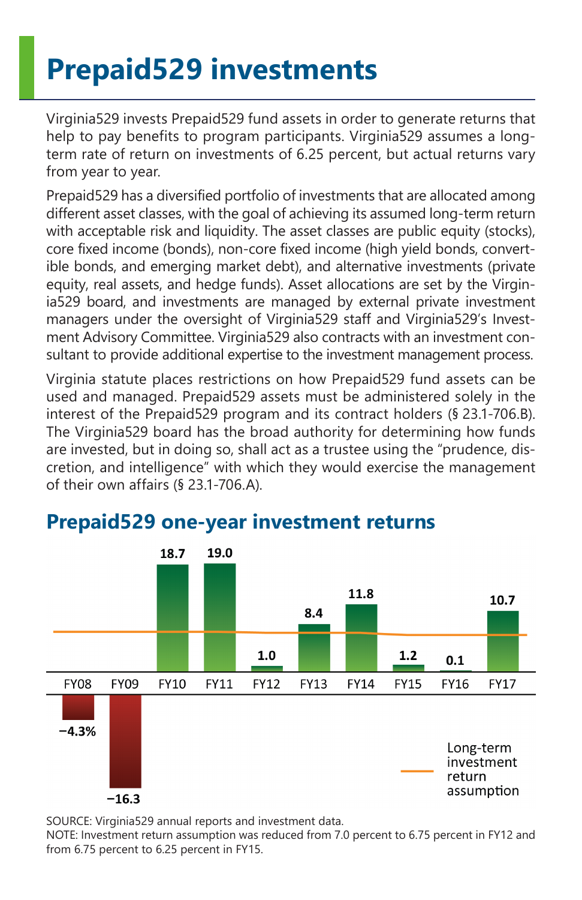# Prepaid529 investments

Virginia529 invests Prepaid529 fund assets in order to generate returns that help to pay benefits to program participants. Virginia529 assumes a long-term rate of return on investments of 6.25 percent, but actual returns vary from year to year.

Prepaid529 has a diversified portfolio of investments that are allocated among different asset classes, with the goal of achieving its assumed long-term return with acceptable risk and liquidity. The asset classes are public equity (stocks), core fixed income (bonds), non-core fixed income (high yield bonds, convertible bonds, and emerging market debt), and alternative investments (private equity, real assets, and hedge funds). Asset allocations are set by the Virginia529 board, and investments are managed by external private investment managers under the oversight of Virginia529 staff and Virginia529's Investment Advisory Committee. Virginia529 also contracts with an investment consultant to provide additional expertise to the investment management process.

Virginia statute places restrictions on how Prepaid529 fund assets can be used and managed. Prepaid529 assets must be administered solely in the interest of the Prepaid529 program and its contract holders (§ 23.1-706.B). The Virginia529 board has the broad authority for determining how funds are invested, but in doing so, shall act as a trustee using the "prudence, discretion, and intelligence" with which they would exercise the management of their own affairs (§ 23.1-706.A).

## Prepaid529 one-year investment returns

| FY08 | FY09 | FY10 | FY11 | FY12 | FY13 | FY14 | FY15 | FY16 | FY17 |
|---|---|---|---|---|---|---|---|---|---|
| −4.3% | −16.3 | 18.7 | 19.0 | 1.0 | 8.4 | 11.8 | 1.2 | 0.1 | 10.7 |

Long-term investment return assumption

SOURCE: Virginia529 annual reports and investment data.
NOTE: Investment return assumption was reduced from 7.0 percent to 6.75 percent in FY12 and from 6.75 percent to 6.25 percent in FY15.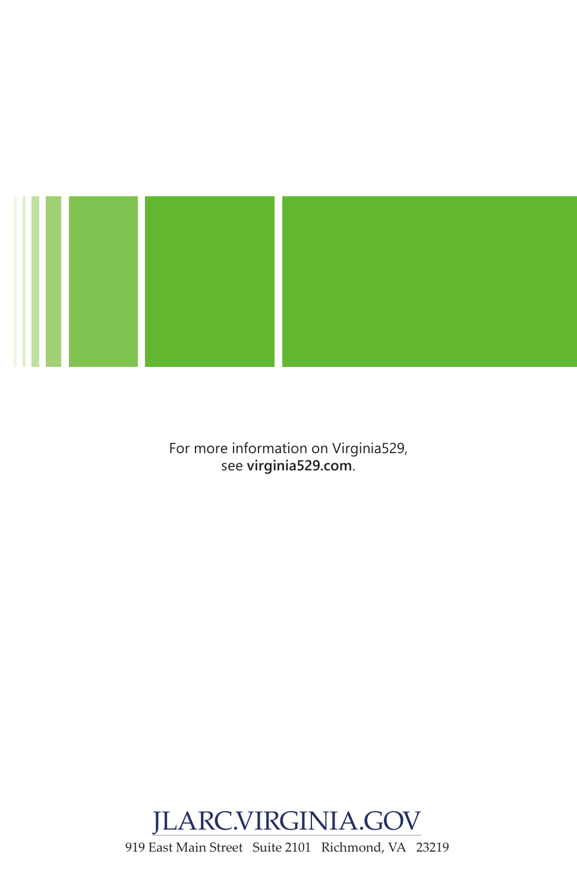For more information on Virginia529, see **virginia529.com**.

JLARC.VIRGINIA.GOV

919 East Main Street Suite 2101 Richmond, VA 23219